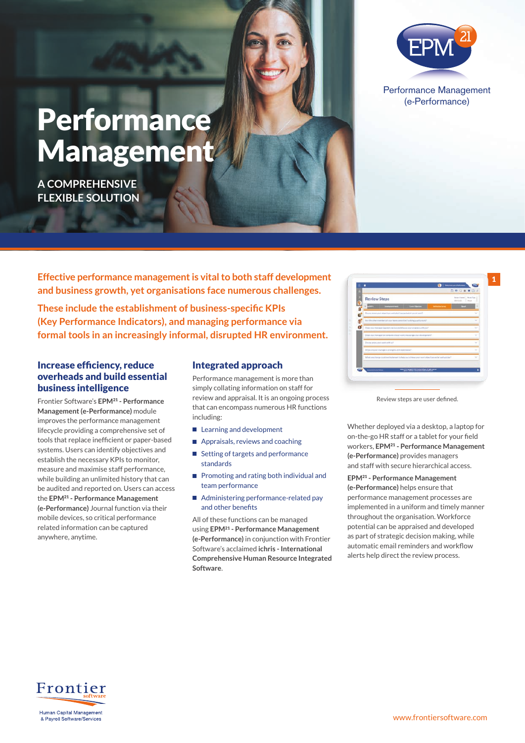# Performance Management

**A COMPREHENSIVE FLEXIBLE SOLUTION**

EPM21

Performance Management (e-Performance)

**Effective performance management is vital to both staff development and business growth, yet organisations face numerous challenges.**

**These include the establishment of business-specific KPIs (Key Performance Indicators), and managing performance via formal tools in an increasingly informal, disrupted HR environment.**

## Increase efficiency, reduce overheads and build essential business intelligence

Frontier Software's **EPM²¹ - Performance Management (e-Performance)** module improves the performance management lifecycle providing a comprehensive set of tools that replace inefficient or paper-based systems. Users can identify objectives and establish the necessary KPIs to monitor, measure and maximise staff performance, while building an unlimited history that can be audited and reported on. Users can access the **EPM²¹ - Performance Management (e-Performance)** Journal function via their mobile devices, so critical performance related information can be captured anywhere, anytime.

## Integrated approach

Performance management is more than simply collating information on staff for review and appraisal. It is an ongoing process that can encompass numerous HR functions including:

- Learning and development
- Appraisals, reviews and coaching
- Setting of targets and performance standards
- Promoting and rating both individual and team performance
- Administering performance-related pay and other benefits

All of these functions can be managed using **EPM²¹ - Performance Management (e-Performance)** in conjunction with Frontier Software's acclaimed **ichris - International Comprehensive Human Resource Integrated Software**.

Review steps are user defined.

Whether deployed via a desktop, a laptop for on-the-go HR staff or a tablet for your field workers, **EPM²¹ - Performance Management (e-Performance)** provides managers and staff with secure hierarchical access.

**EPM²¹ - Performance Management (e-Performance)** helps ensure that performance management processes are implemented in a uniform and timely manner throughout the organisation. Workforce potential can be appraised and developed as part of strategic decision making, while automatic email reminders and workflow alerts help direct the review process.

Frontier software

Human Capital Management & Payroll Software/Services

www.frontiersoftware.com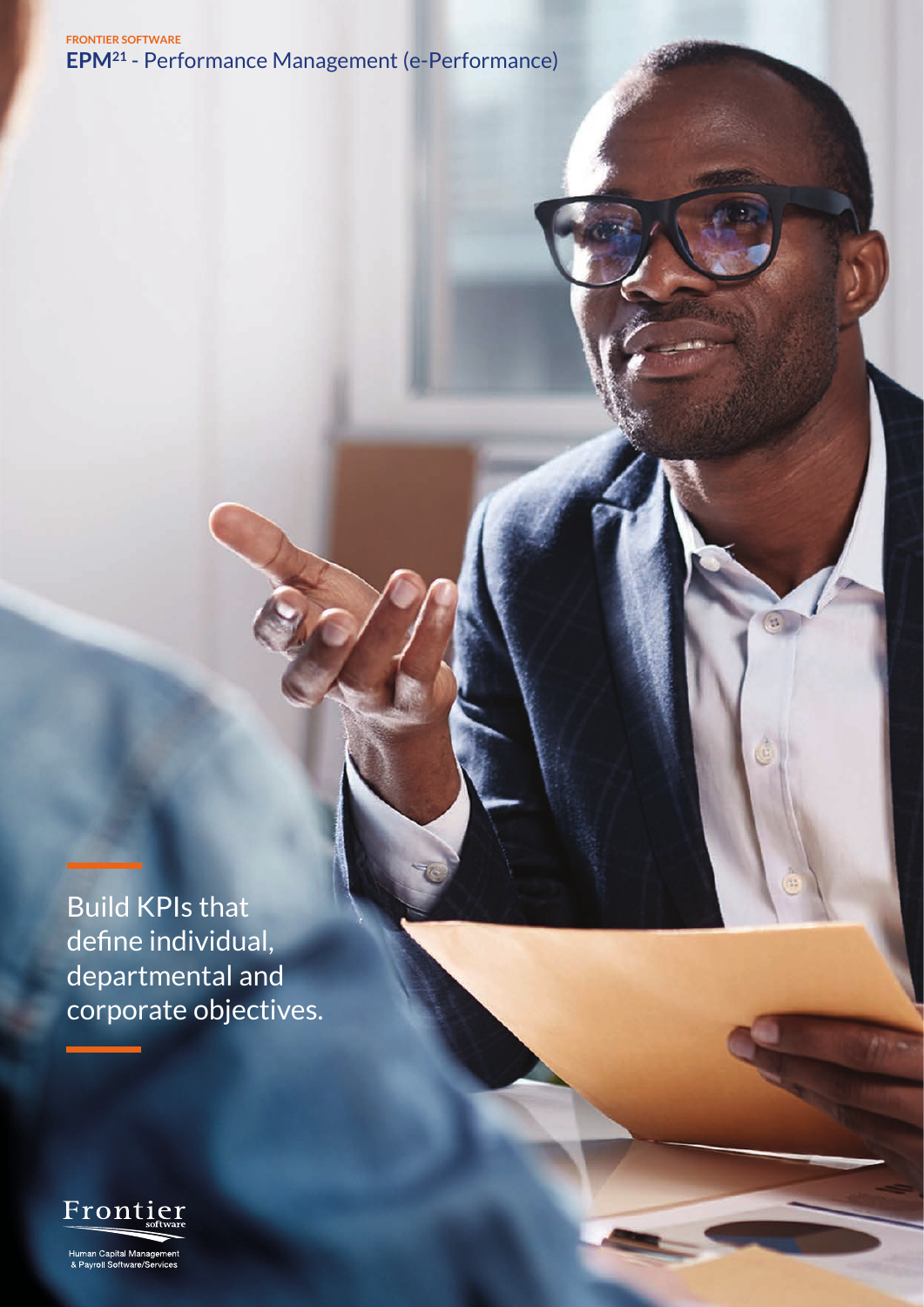FRONTIER SOFTWARE

# EPM[21] - Performance Management (e-Performance)

Build KPIs that define individual, departmental and corporate objectives.

Frontier software

Human Capital Management & Payroll Software/Services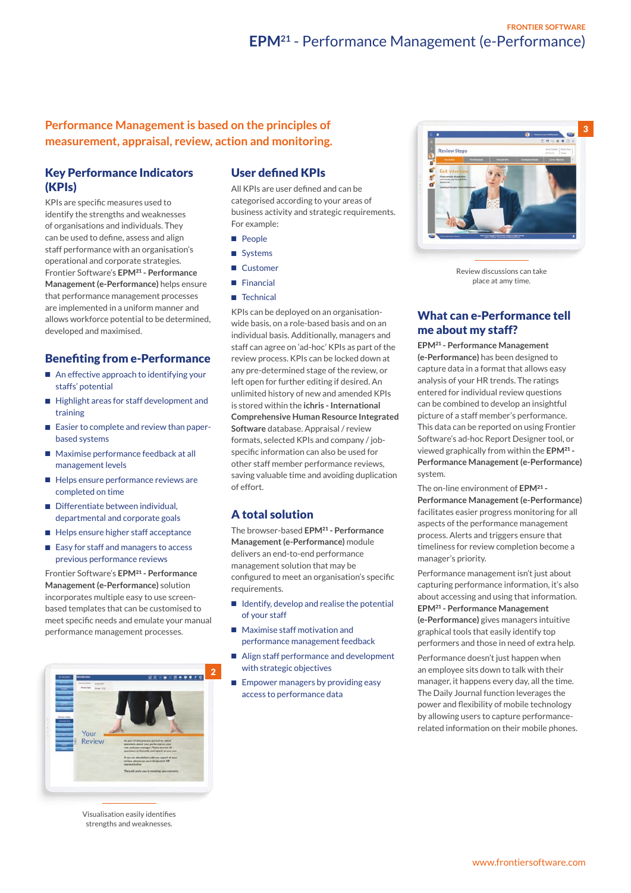# EPM[21] - Performance Management (e-Performance)

## Performance Management is based on the principles of measurement, appraisal, review, action and monitoring.

### Key Performance Indicators (KPIs)

KPIs are specific measures used to identify the strengths and weaknesses of organisations and individuals. They can be used to define, assess and align staff performance with an organisation's operational and corporate strategies. Frontier Software's **EPM[21] - Performance Management (e-Performance)** helps ensure that performance management processes are implemented in a uniform manner and allows workforce potential to be determined, developed and maximised.

### Benefiting from e-Performance

- An effective approach to identifying your staffs' potential
- Highlight areas for staff development and training
- Easier to complete and review than paper-based systems
- Maximise performance feedback at all management levels
- Helps ensure performance reviews are completed on time
- Differentiate between individual, departmental and corporate goals
- Helps ensure higher staff acceptance
- Easy for staff and managers to access previous performance reviews

Frontier Software's **EPM[21] - Performance Management (e-Performance)** solution incorporates multiple easy to use screen-based templates that can be customised to meet specific needs and emulate your manual performance management processes.

Visualisation easily identifies strengths and weaknesses.

### User defined KPIs

All KPIs are user defined and can be categorised according to your areas of business activity and strategic requirements. For example:

- People
- Systems
- Customer
- Financial
- Technical

KPIs can be deployed on an organisation-wide basis, on a role-based basis and on an individual basis. Additionally, managers and staff can agree on 'ad-hoc' KPIs as part of the review process. KPIs can be locked down at any pre-determined stage of the review, or left open for further editing if desired. An unlimited history of new and amended KPIs is stored within the **ichris - International Comprehensive Human Resource Integrated Software** database. Appraisal / review formats, selected KPIs and company / job-specific information can also be used for other staff member performance reviews, saving valuable time and avoiding duplication of effort.

### A total solution

The browser-based **EPM[21] - Performance Management (e-Performance)** module delivers an end-to-end performance management solution that may be configured to meet an organisation's specific requirements.

- Identify, develop and realise the potential of your staff
- Maximise staff motivation and performance management feedback
- Align staff performance and development with strategic objectives
- Empower managers by providing easy access to performance data

Review discussions can take place at amy time.

### What can e-Performance tell me about my staff?

**EPM[21] - Performance Management (e-Performance)** has been designed to capture data in a format that allows easy analysis of your HR trends. The ratings entered for individual review questions can be combined to develop an insightful picture of a staff member's performance. This data can be reported on using Frontier Software's ad-hoc Report Designer tool, or viewed graphically from within the **EPM[21] - Performance Management (e-Performance)** system.

The on-line environment of **EPM[21] - Performance Management (e-Performance)** facilitates easier progress monitoring for all aspects of the performance management process. Alerts and triggers ensure that timeliness for review completion become a manager's priority.

Performance management isn't just about capturing performance information, it's also about accessing and using that information. **EPM[21] - Performance Management (e-Performance)** gives managers intuitive graphical tools that easily identify top performers and those in need of extra help.

Performance doesn't just happen when an employee sits down to talk with their manager, it happens every day, all the time. The Daily Journal function leverages the power and flexibility of mobile technology by allowing users to capture performance-related information on their mobile phones.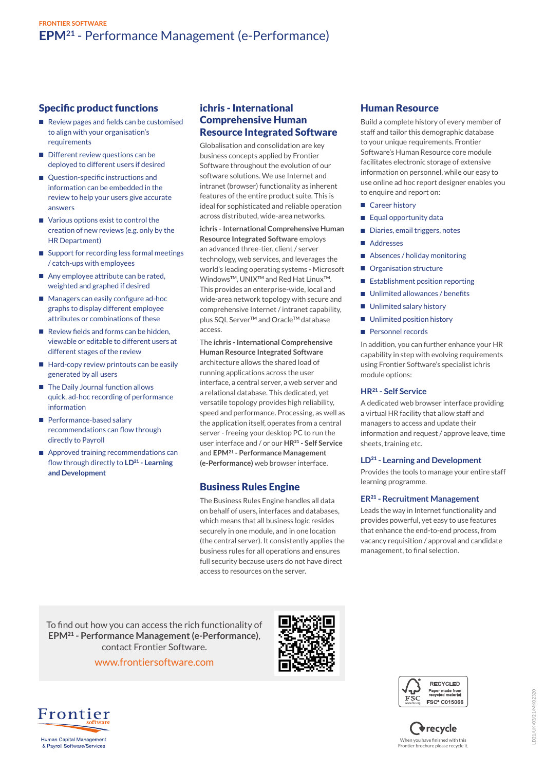FRONTIER SOFTWARE

# EPM21 - Performance Management (e-Performance)

## Specific product functions

- Review pages and fields can be customised to align with your organisation's requirements
- Different review questions can be deployed to different users if desired
- Question-specific instructions and information can be embedded in the review to help your users give accurate answers
- Various options exist to control the creation of new reviews (e.g. only by the HR Department)
- Support for recording less formal meetings / catch-ups with employees
- Any employee attribute can be rated, weighted and graphed if desired
- Managers can easily configure ad-hoc graphs to display different employee attributes or combinations of these
- Review fields and forms can be hidden, viewable or editable to different users at different stages of the review
- Hard-copy review printouts can be easily generated by all users
- The Daily Journal function allows quick, ad-hoc recording of performance information
- Performance-based salary recommendations can flow through directly to Payroll
- Approved training recommendations can flow through directly to **LD21 - Learning and Development**

## ichris - International Comprehensive Human Resource Integrated Software

Globalisation and consolidation are key business concepts applied by Frontier Software throughout the evolution of our software solutions. We use Internet and intranet (browser) functionality as inherent features of the entire product suite. This is ideal for sophisticated and reliable operation across distributed, wide-area networks.

**ichris - International Comprehensive Human Resource Integrated Software** employs an advanced three-tier, client / server technology, web services, and leverages the world's leading operating systems - Microsoft Windows™, UNIX™ and Red Hat Linux™. This provides an enterprise-wide, local and wide-area network topology with secure and comprehensive Internet / intranet capability, plus SQL Server™ and Oracle™ database access.

The **ichris - International Comprehensive Human Resource Integrated Software** architecture allows the shared load of running applications across the user interface, a central server, a web server and a relational database. This dedicated, yet versatile topology provides high reliability, speed and performance. Processing, as well as the application itself, operates from a central server - freeing your desktop PC to run the user interface and / or our **HR21 - Self Service** and **EPM21 - Performance Management (e-Performance)** web browser interface.

## Business Rules Engine

The Business Rules Engine handles all data on behalf of users, interfaces and databases, which means that all business logic resides securely in one module, and in one location (the central server). It consistently applies the business rules for all operations and ensures full security because users do not have direct access to resources on the server.

## Human Resource

Build a complete history of every member of staff and tailor this demographic database to your unique requirements. Frontier Software's Human Resource core module facilitates electronic storage of extensive information on personnel, while our easy to use online ad hoc report designer enables you to enquire and report on:

- Career history
- Equal opportunity data
- Diaries, email triggers, notes
- Addresses
- Absences / holiday monitoring
- Organisation structure
- Establishment position reporting
- Unlimited allowances / benefits
- Unlimited salary history
- Unlimited position history
- Personnel records

In addition, you can further enhance your HR capability in step with evolving requirements using Frontier Software's specialist ichris module options:

### HR21 - Self Service

A dedicated web browser interface providing a virtual HR facility that allow staff and managers to access and update their information and request / approve leave, time sheets, training etc.

### LD21 - Learning and Development

Provides the tools to manage your entire staff learning programme.

### ER21 - Recruitment Management

Leads the way in Internet functionality and provides powerful, yet easy to use features that enhance the end-to-end process, from vacancy requisition / approval and candidate management, to final selection.

To find out how you can access the rich functionality of **EPM21 - Performance Management (e-Performance)**, contact Frontier Software.

www.frontiersoftware.com

Frontier software

Human Capital Management & Payroll Software/Services

RECYCLED Paper made from recycled material FSC® C015066

recycle

When you have finished with this Frontier brochure please recycle it.

LD21/UK/03/21/MK02320